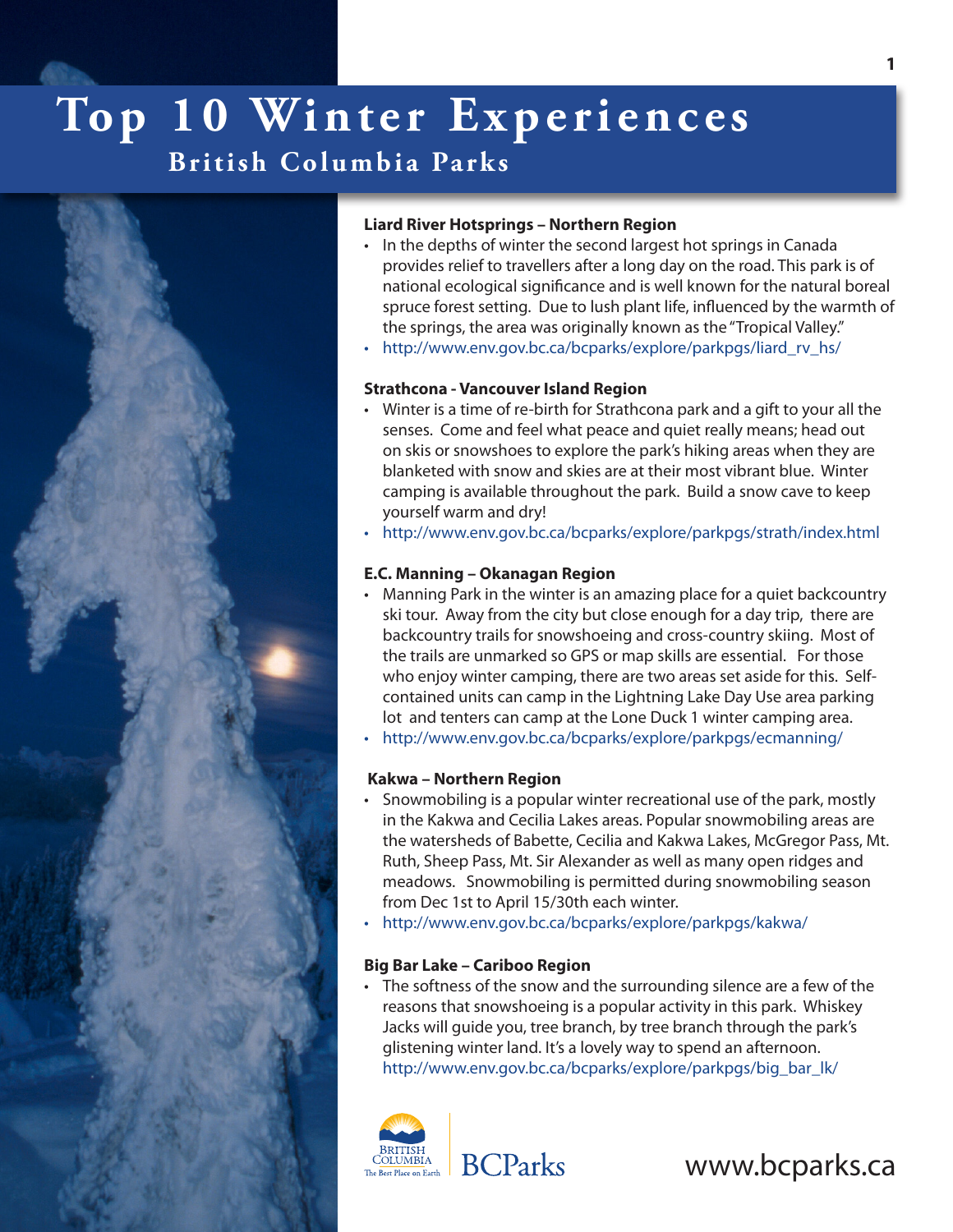# Top 10 Winter Experiences

## British Columbia Parks

### Liard River Hotsprings – Northern Region

- In the depths of winter the second largest hot springs in Canada provides relief to travellers after a long day on the road. This park is of national ecological significance and is well known for the natural boreal spruce forest setting. Due to lush plant life, influenced by the warmth of the springs, the area was originally known as the "Tropical Valley."
- http://www.env.gov.bc.ca/bcparks/explore/parkpgs/liard_rv_hs/

### Strathcona - Vancouver Island Region

- Winter is a time of re-birth for Strathcona park and a gift to your all the senses. Come and feel what peace and quiet really means; head out on skis or snowshoes to explore the park's hiking areas when they are blanketed with snow and skies are at their most vibrant blue. Winter camping is available throughout the park. Build a snow cave to keep yourself warm and dry!
- http://www.env.gov.bc.ca/bcparks/explore/parkpgs/strath/index.html

### E.C. Manning – Okanagan Region

- Manning Park in the winter is an amazing place for a quiet backcountry ski tour. Away from the city but close enough for a day trip, there are backcountry trails for snowshoeing and cross-country skiing. Most of the trails are unmarked so GPS or map skills are essential. For those who enjoy winter camping, there are two areas set aside for this. Self-contained units can camp in the Lightning Lake Day Use area parking lot and tenters can camp at the Lone Duck 1 winter camping area.
- http://www.env.gov.bc.ca/bcparks/explore/parkpgs/ecmanning/

### Kakwa – Northern Region

- Snowmobiling is a popular winter recreational use of the park, mostly in the Kakwa and Cecilia Lakes areas. Popular snowmobiling areas are the watersheds of Babette, Cecilia and Kakwa Lakes, McGregor Pass, Mt. Ruth, Sheep Pass, Mt. Sir Alexander as well as many open ridges and meadows. Snowmobiling is permitted during snowmobiling season from Dec 1st to April 15/30th each winter.
- http://www.env.gov.bc.ca/bcparks/explore/parkpgs/kakwa/

### Big Bar Lake – Cariboo Region

- The softness of the snow and the surrounding silence are a few of the reasons that snowshoeing is a popular activity in this park. Whiskey Jacks will guide you, tree branch, by tree branch through the park's glistening winter land. It's a lovely way to spend an afternoon. http://www.env.gov.bc.ca/bcparks/explore/parkpgs/big_bar_lk/

British Columbia – The Best Place on Earth | BCParks

www.bcparks.ca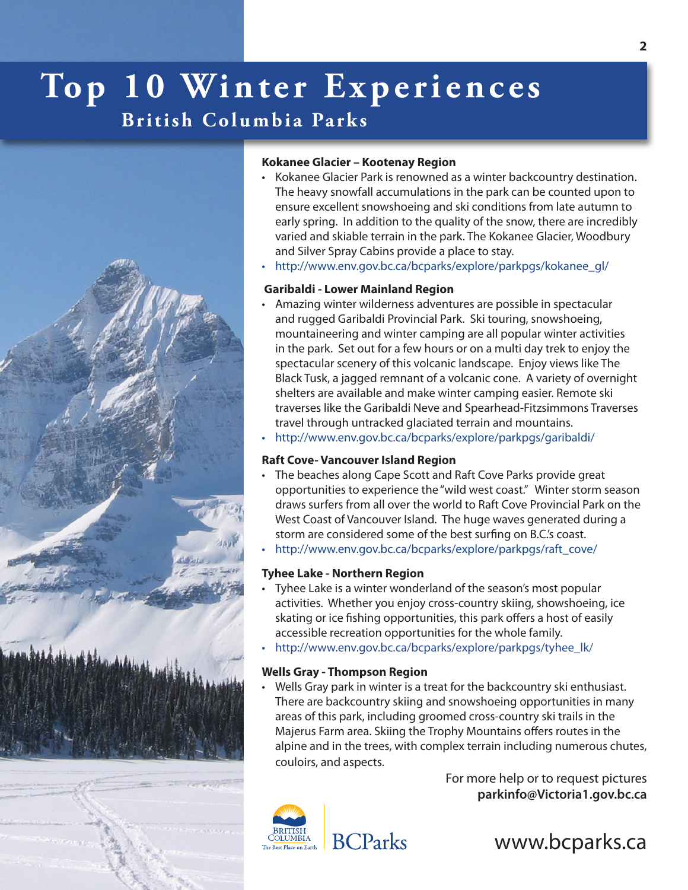# Top 10 Winter Experiences

## British Columbia Parks

### Kokanee Glacier – Kootenay Region

- Kokanee Glacier Park is renowned as a winter backcountry destination. The heavy snowfall accumulations in the park can be counted upon to ensure excellent snowshoeing and ski conditions from late autumn to early spring. In addition to the quality of the snow, there are incredibly varied and skiable terrain in the park. The Kokanee Glacier, Woodbury and Silver Spray Cabins provide a place to stay.
- http://www.env.gov.bc.ca/bcparks/explore/parkpgs/kokanee_gl/

### Garibaldi - Lower Mainland Region

- Amazing winter wilderness adventures are possible in spectacular and rugged Garibaldi Provincial Park. Ski touring, snowshoeing, mountaineering and winter camping are all popular winter activities in the park. Set out for a few hours or on a multi day trek to enjoy the spectacular scenery of this volcanic landscape. Enjoy views like The Black Tusk, a jagged remnant of a volcanic cone. A variety of overnight shelters are available and make winter camping easier. Remote ski traverses like the Garibaldi Neve and Spearhead-Fitzsimmons Traverses travel through untracked glaciated terrain and mountains.
- http://www.env.gov.bc.ca/bcparks/explore/parkpgs/garibaldi/

### Raft Cove- Vancouver Island Region

- The beaches along Cape Scott and Raft Cove Parks provide great opportunities to experience the "wild west coast." Winter storm season draws surfers from all over the world to Raft Cove Provincial Park on the West Coast of Vancouver Island. The huge waves generated during a storm are considered some of the best surfing on B.C.'s coast.
- http://www.env.gov.bc.ca/bcparks/explore/parkpgs/raft_cove/

### Tyhee Lake - Northern Region

- Tyhee Lake is a winter wonderland of the season's most popular activities. Whether you enjoy cross-country skiing, showshoeing, ice skating or ice fishing opportunities, this park offers a host of easily accessible recreation opportunities for the whole family.
- http://www.env.gov.bc.ca/bcparks/explore/parkpgs/tyhee_lk/

### Wells Gray - Thompson Region

- Wells Gray park in winter is a treat for the backcountry ski enthusiast. There are backcountry skiing and snowshoeing opportunities in many areas of this park, including groomed cross-country ski trails in the Majerus Farm area. Skiing the Trophy Mountains offers routes in the alpine and in the trees, with complex terrain including numerous chutes, couloirs, and aspects.

For more help or to request pictures
**parkinfo@Victoria1.gov.bc.ca**

British Columbia – The Best Place on Earth | BCParks

www.bcparks.ca